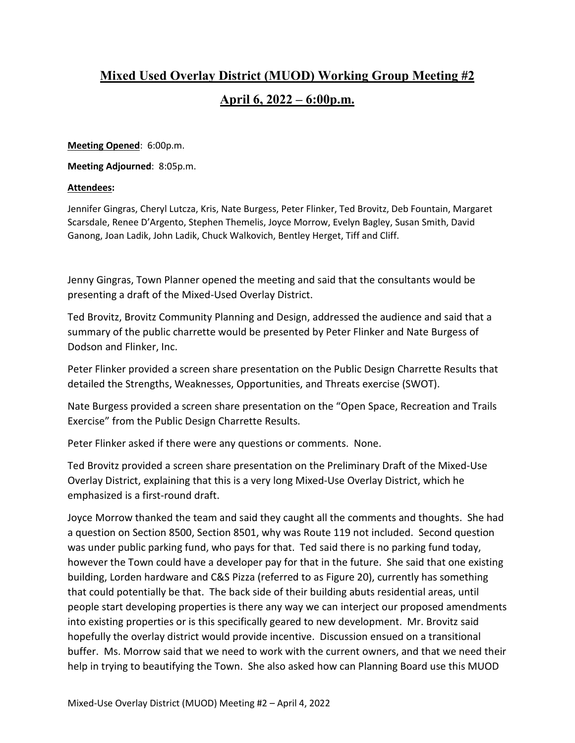# Mixed Used Overlay District (MUOD) Working Group Meeting #2

## April 6, 2022 – 6:00p.m.

**Meeting Opened**: 6:00p.m.

**Meeting Adjourned**: 8:05p.m.

**Attendees:**

Jennifer Gingras, Cheryl Lutcza, Kris, Nate Burgess, Peter Flinker, Ted Brovitz, Deb Fountain, Margaret Scarsdale, Renee D'Argento, Stephen Themelis, Joyce Morrow, Evelyn Bagley, Susan Smith, David Ganong, Joan Ladik, John Ladik, Chuck Walkovich, Bentley Herget, Tiff and Cliff.

Jenny Gingras, Town Planner opened the meeting and said that the consultants would be presenting a draft of the Mixed-Used Overlay District.

Ted Brovitz, Brovitz Community Planning and Design, addressed the audience and said that a summary of the public charrette would be presented by Peter Flinker and Nate Burgess of Dodson and Flinker, Inc.

Peter Flinker provided a screen share presentation on the Public Design Charrette Results that detailed the Strengths, Weaknesses, Opportunities, and Threats exercise (SWOT).

Nate Burgess provided a screen share presentation on the "Open Space, Recreation and Trails Exercise" from the Public Design Charrette Results.

Peter Flinker asked if there were any questions or comments. None.

Ted Brovitz provided a screen share presentation on the Preliminary Draft of the Mixed-Use Overlay District, explaining that this is a very long Mixed-Use Overlay District, which he emphasized is a first-round draft.

Joyce Morrow thanked the team and said they caught all the comments and thoughts. She had a question on Section 8500, Section 8501, why was Route 119 not included. Second question was under public parking fund, who pays for that. Ted said there is no parking fund today, however the Town could have a developer pay for that in the future. She said that one existing building, Lorden hardware and C&S Pizza (referred to as Figure 20), currently has something that could potentially be that. The back side of their building abuts residential areas, until people start developing properties is there any way we can interject our proposed amendments into existing properties or is this specifically geared to new development. Mr. Brovitz said hopefully the overlay district would provide incentive. Discussion ensued on a transitional buffer. Ms. Morrow said that we need to work with the current owners, and that we need their help in trying to beautifying the Town. She also asked how can Planning Board use this MUOD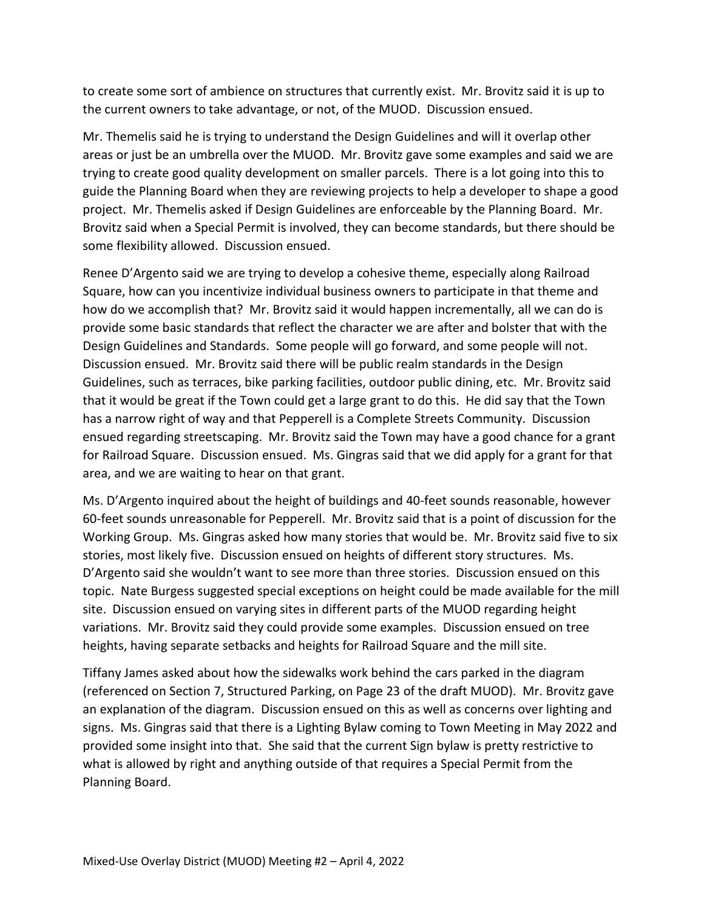to create some sort of ambience on structures that currently exist. Mr. Brovitz said it is up to the current owners to take advantage, or not, of the MUOD. Discussion ensued.

Mr. Themelis said he is trying to understand the Design Guidelines and will it overlap other areas or just be an umbrella over the MUOD. Mr. Brovitz gave some examples and said we are trying to create good quality development on smaller parcels. There is a lot going into this to guide the Planning Board when they are reviewing projects to help a developer to shape a good project. Mr. Themelis asked if Design Guidelines are enforceable by the Planning Board. Mr. Brovitz said when a Special Permit is involved, they can become standards, but there should be some flexibility allowed. Discussion ensued.

Renee D'Argento said we are trying to develop a cohesive theme, especially along Railroad Square, how can you incentivize individual business owners to participate in that theme and how do we accomplish that? Mr. Brovitz said it would happen incrementally, all we can do is provide some basic standards that reflect the character we are after and bolster that with the Design Guidelines and Standards. Some people will go forward, and some people will not. Discussion ensued. Mr. Brovitz said there will be public realm standards in the Design Guidelines, such as terraces, bike parking facilities, outdoor public dining, etc. Mr. Brovitz said that it would be great if the Town could get a large grant to do this. He did say that the Town has a narrow right of way and that Pepperell is a Complete Streets Community. Discussion ensued regarding streetscaping. Mr. Brovitz said the Town may have a good chance for a grant for Railroad Square. Discussion ensued. Ms. Gingras said that we did apply for a grant for that area, and we are waiting to hear on that grant.

Ms. D'Argento inquired about the height of buildings and 40-feet sounds reasonable, however 60-feet sounds unreasonable for Pepperell. Mr. Brovitz said that is a point of discussion for the Working Group. Ms. Gingras asked how many stories that would be. Mr. Brovitz said five to six stories, most likely five. Discussion ensued on heights of different story structures. Ms. D'Argento said she wouldn't want to see more than three stories. Discussion ensued on this topic. Nate Burgess suggested special exceptions on height could be made available for the mill site. Discussion ensued on varying sites in different parts of the MUOD regarding height variations. Mr. Brovitz said they could provide some examples. Discussion ensued on tree heights, having separate setbacks and heights for Railroad Square and the mill site.

Tiffany James asked about how the sidewalks work behind the cars parked in the diagram (referenced on Section 7, Structured Parking, on Page 23 of the draft MUOD). Mr. Brovitz gave an explanation of the diagram. Discussion ensued on this as well as concerns over lighting and signs. Ms. Gingras said that there is a Lighting Bylaw coming to Town Meeting in May 2022 and provided some insight into that. She said that the current Sign bylaw is pretty restrictive to what is allowed by right and anything outside of that requires a Special Permit from the Planning Board.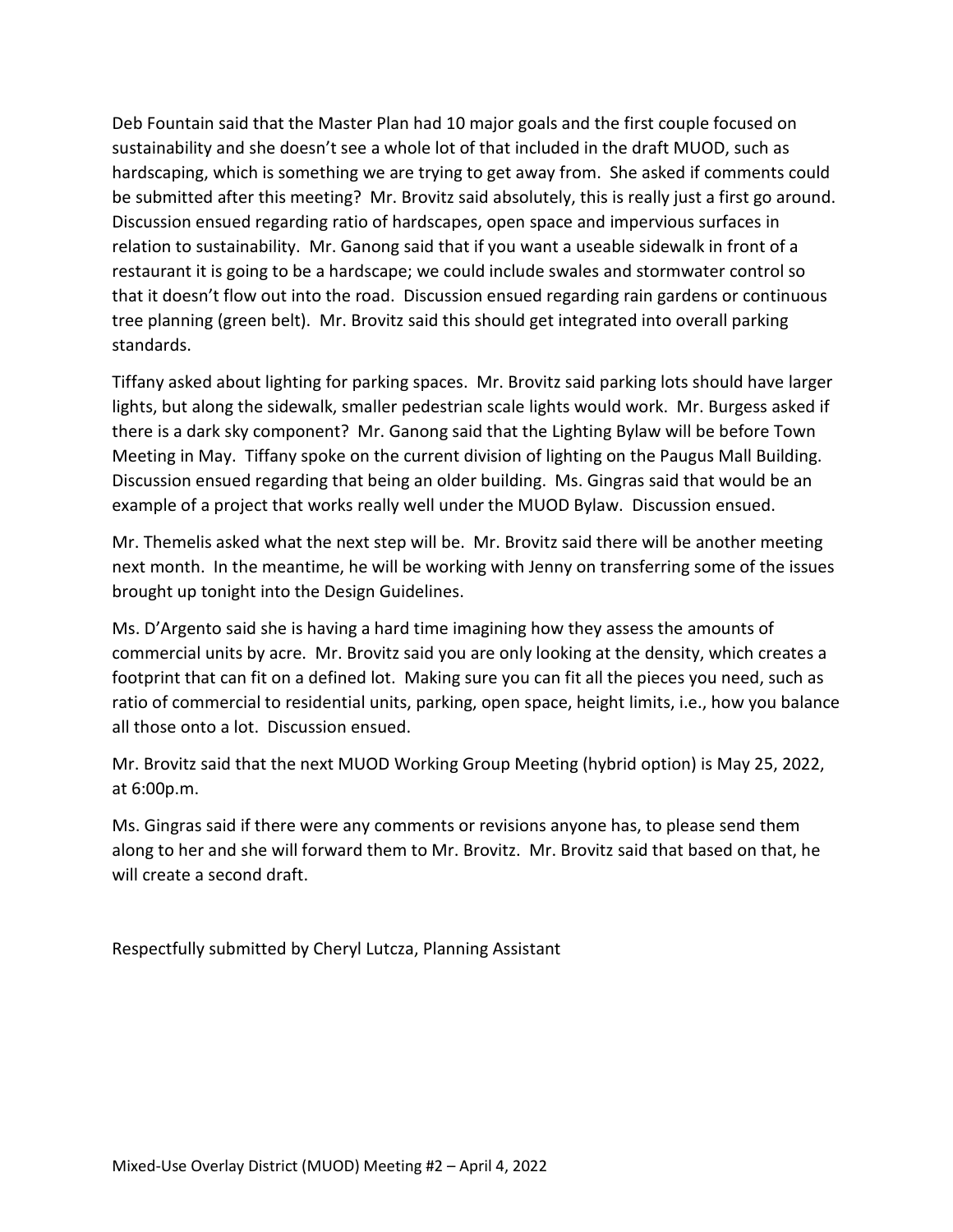Deb Fountain said that the Master Plan had 10 major goals and the first couple focused on sustainability and she doesn't see a whole lot of that included in the draft MUOD, such as hardscaping, which is something we are trying to get away from. She asked if comments could be submitted after this meeting? Mr. Brovitz said absolutely, this is really just a first go around. Discussion ensued regarding ratio of hardscapes, open space and impervious surfaces in relation to sustainability. Mr. Ganong said that if you want a useable sidewalk in front of a restaurant it is going to be a hardscape; we could include swales and stormwater control so that it doesn't flow out into the road. Discussion ensued regarding rain gardens or continuous tree planning (green belt). Mr. Brovitz said this should get integrated into overall parking standards.

Tiffany asked about lighting for parking spaces. Mr. Brovitz said parking lots should have larger lights, but along the sidewalk, smaller pedestrian scale lights would work. Mr. Burgess asked if there is a dark sky component? Mr. Ganong said that the Lighting Bylaw will be before Town Meeting in May. Tiffany spoke on the current division of lighting on the Paugus Mall Building. Discussion ensued regarding that being an older building. Ms. Gingras said that would be an example of a project that works really well under the MUOD Bylaw. Discussion ensued.

Mr. Themelis asked what the next step will be. Mr. Brovitz said there will be another meeting next month. In the meantime, he will be working with Jenny on transferring some of the issues brought up tonight into the Design Guidelines.

Ms. D'Argento said she is having a hard time imagining how they assess the amounts of commercial units by acre. Mr. Brovitz said you are only looking at the density, which creates a footprint that can fit on a defined lot. Making sure you can fit all the pieces you need, such as ratio of commercial to residential units, parking, open space, height limits, i.e., how you balance all those onto a lot. Discussion ensued.

Mr. Brovitz said that the next MUOD Working Group Meeting (hybrid option) is May 25, 2022, at 6:00p.m.

Ms. Gingras said if there were any comments or revisions anyone has, to please send them along to her and she will forward them to Mr. Brovitz. Mr. Brovitz said that based on that, he will create a second draft.

Respectfully submitted by Cheryl Lutcza, Planning Assistant